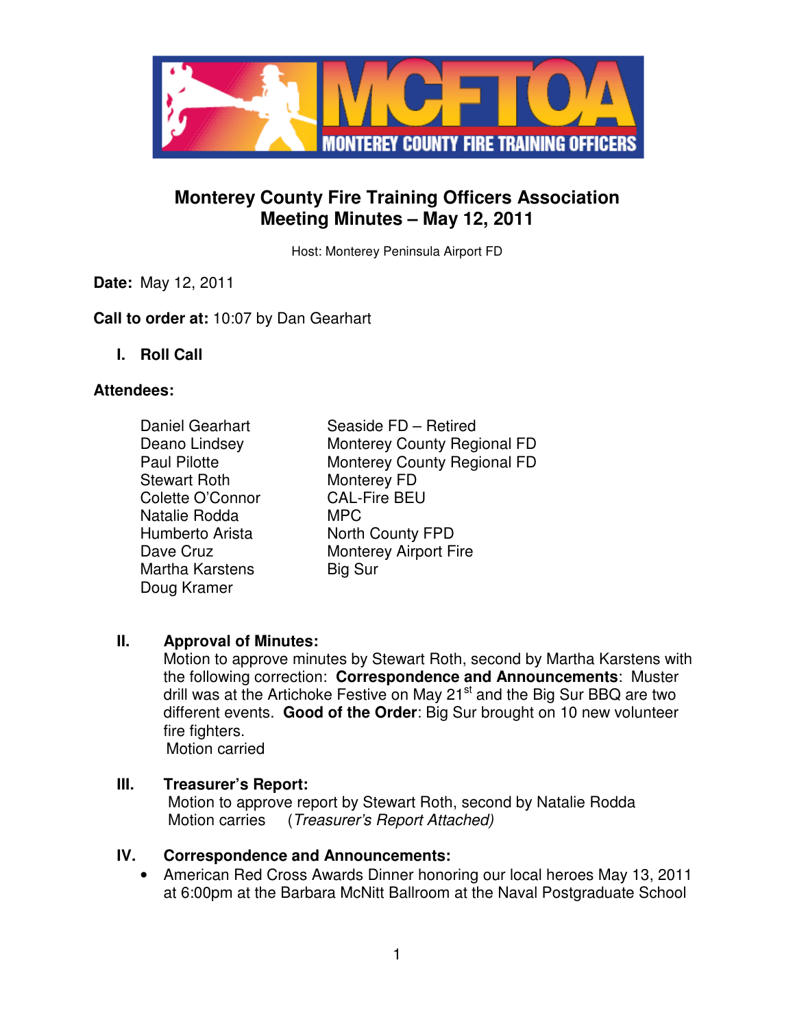# Monterey County Fire Training Officers Association
## Meeting Minutes – May 12, 2011

Host: Monterey Peninsula Airport FD

**Date:** May 12, 2011

**Call to order at:** 10:07 by Dan Gearhart

### I. Roll Call

**Attendees:**

| | |
|---|---|
| Daniel Gearhart | Seaside FD – Retired |
| Deano Lindsey | Monterey County Regional FD |
| Paul Pilotte | Monterey County Regional FD |
| Stewart Roth | Monterey FD |
| Colette O'Connor | CAL-Fire BEU |
| Natalie Rodda | MPC |
| Humberto Arista | North County FPD |
| Dave Cruz | Monterey Airport Fire |
| Martha Karstens | Big Sur |
| Doug Kramer | |

### II. Approval of Minutes:

Motion to approve minutes by Stewart Roth, second by Martha Karstens with the following correction: **Correspondence and Announcements**: Muster drill was at the Artichoke Festive on May 21st and the Big Sur BBQ are two different events. **Good of the Order**: Big Sur brought on 10 new volunteer fire fighters.
Motion carried

### III. Treasurer's Report:

Motion to approve report by Stewart Roth, second by Natalie Rodda
Motion carries (*Treasurer's Report Attached)*

### IV. Correspondence and Announcements:

- American Red Cross Awards Dinner honoring our local heroes May 13, 2011 at 6:00pm at the Barbara McNitt Ballroom at the Naval Postgraduate School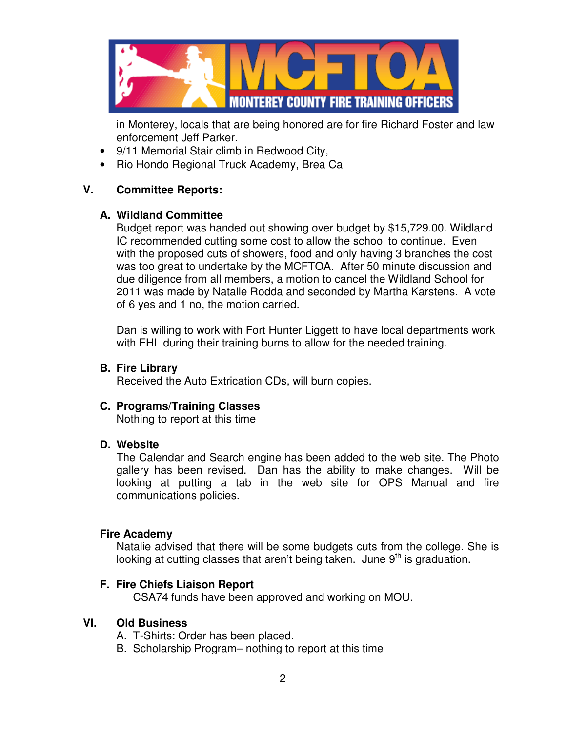in Monterey, locals that are being honored are for fire Richard Foster and law enforcement Jeff Parker.

- 9/11 Memorial Stair climb in Redwood City,
- Rio Hondo Regional Truck Academy, Brea Ca

## V. Committee Reports:

### A. Wildland Committee

Budget report was handed out showing over budget by $15,729.00. Wildland IC recommended cutting some cost to allow the school to continue. Even with the proposed cuts of showers, food and only having 3 branches the cost was too great to undertake by the MCFTOA. After 50 minute discussion and due diligence from all members, a motion to cancel the Wildland School for 2011 was made by Natalie Rodda and seconded by Martha Karstens. A vote of 6 yes and 1 no, the motion carried.

Dan is willing to work with Fort Hunter Liggett to have local departments work with FHL during their training burns to allow for the needed training.

### B. Fire Library

Received the Auto Extrication CDs, will burn copies.

### C. Programs/Training Classes

Nothing to report at this time

### D. Website

The Calendar and Search engine has been added to the web site. The Photo gallery has been revised. Dan has the ability to make changes. Will be looking at putting a tab in the web site for OPS Manual and fire communications policies.

### Fire Academy

Natalie advised that there will be some budgets cuts from the college. She is looking at cutting classes that aren't being taken. June 9th is graduation.

### F. Fire Chiefs Liaison Report

CSA74 funds have been approved and working on MOU.

## VI. Old Business

A. T-Shirts: Order has been placed.
B. Scholarship Program– nothing to report at this time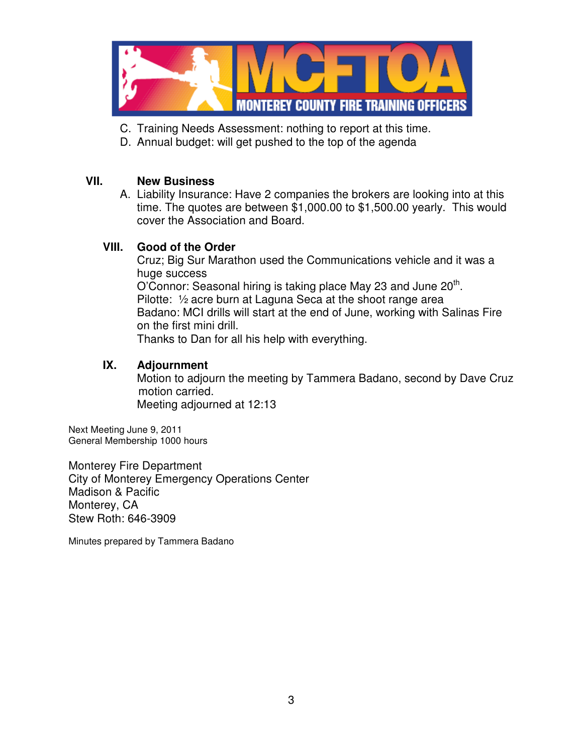C. Training Needs Assessment: nothing to report at this time.
D. Annual budget: will get pushed to the top of the agenda

## VII. New Business

A. Liability Insurance: Have 2 companies the brokers are looking into at this time. The quotes are between $1,000.00 to $1,500.00 yearly. This would cover the Association and Board.

## VIII. Good of the Order

Cruz; Big Sur Marathon used the Communications vehicle and it was a huge success
O'Connor: Seasonal hiring is taking place May 23 and June 20th.
Pilotte: ½ acre burn at Laguna Seca at the shoot range area
Badano: MCI drills will start at the end of June, working with Salinas Fire on the first mini drill.
Thanks to Dan for all his help with everything.

## IX. Adjournment

Motion to adjourn the meeting by Tammera Badano, second by Dave Cruz motion carried.
Meeting adjourned at 12:13

Next Meeting June 9, 2011
General Membership 1000 hours

Monterey Fire Department
City of Monterey Emergency Operations Center
Madison & Pacific
Monterey, CA
Stew Roth: 646-3909

Minutes prepared by Tammera Badano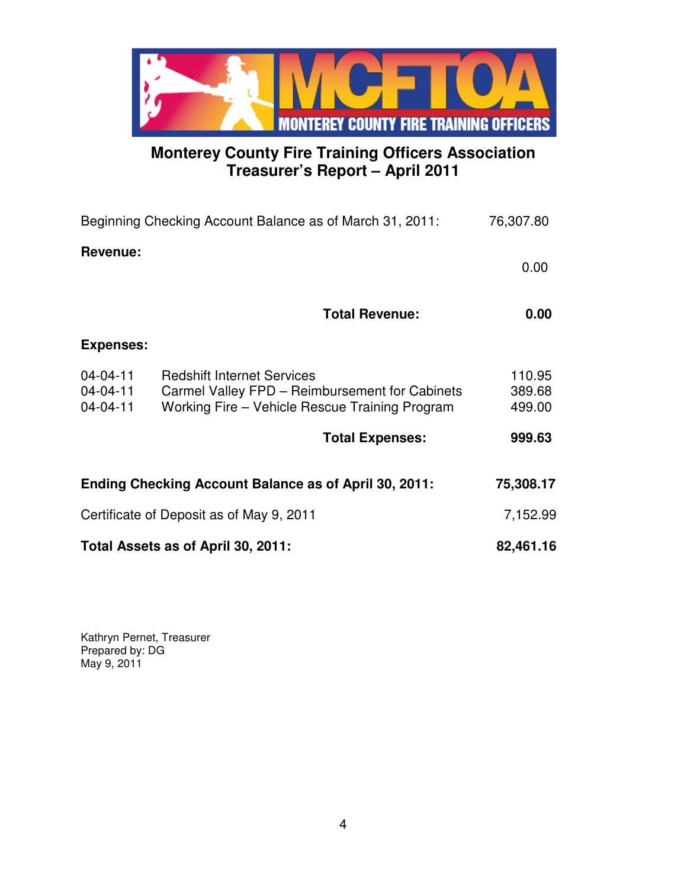MCFTOA

MONTEREY COUNTY FIRE TRAINING OFFICERS

## Monterey County Fire Training Officers Association
## Treasurer's Report – April 2011

Beginning Checking Account Balance as of March 31, 2011: 76,307.80

**Revenue:**

| | | |
|---|---|---|
| | | 0.00 |
| | **Total Revenue:** | **0.00** |

**Expenses:**

| | | |
|---|---|---|
| 04-04-11 | Redshift Internet Services | 110.95 |
| 04-04-11 | Carmel Valley FPD – Reimbursement for Cabinets | 389.68 |
| 04-04-11 | Working Fire – Vehicle Rescue Training Program | 499.00 |
| | **Total Expenses:** | **999.63** |

| | |
|---|---|
| **Ending Checking Account Balance as of April 30, 2011:** | **75,308.17** |
| Certificate of Deposit as of May 9, 2011 | 7,152.99 |
| **Total Assets as of April 30, 2011:** | **82,461.16** |

Kathryn Pernet, Treasurer
Prepared by: DG
May 9, 2011